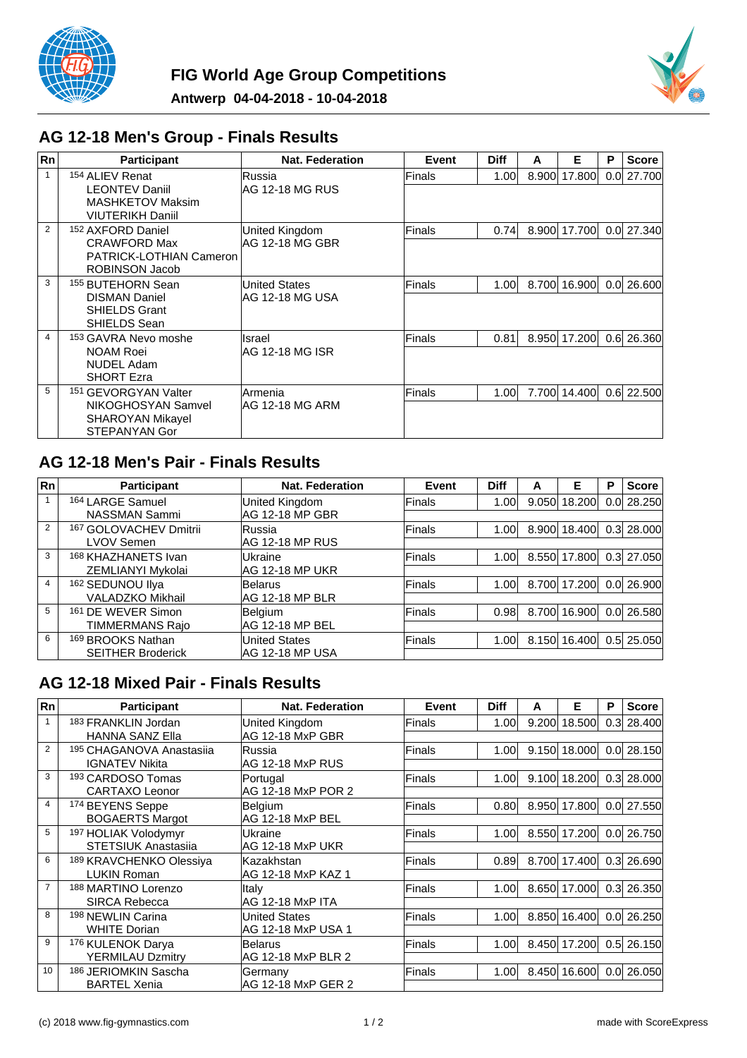# FIG World Age Group Competitions

**Antwerp 04-04-2018 - 10-04-2018**

## AG 12-18 Men's Group - Finals Results

| Rn | Participant | Nat. Federation | Event | Diff | A | E | P | Score |
|---|---|---|---|---|---|---|---|---|
| 1 | 154 ALIEV Renat<br>LEONTEV Daniil<br>MASHKETOV Maksim<br>VIUTERIKH Daniil | Russia<br>AG 12-18 MG RUS | Finals | 1.00 | 8.900 | 17.800 | 0.0 | 27.700 |
| 2 | 152 AXFORD Daniel<br>CRAWFORD Max<br>PATRICK-LOTHIAN Cameron<br>ROBINSON Jacob | United Kingdom<br>AG 12-18 MG GBR | Finals | 0.74 | 8.900 | 17.700 | 0.0 | 27.340 |
| 3 | 155 BUTEHORN Sean<br>DISMAN Daniel<br>SHIELDS Grant<br>SHIELDS Sean | United States<br>AG 12-18 MG USA | Finals | 1.00 | 8.700 | 16.900 | 0.0 | 26.600 |
| 4 | 153 GAVRA Nevo moshe<br>NOAM Roei<br>NUDEL Adam<br>SHORT Ezra | Israel<br>AG 12-18 MG ISR | Finals | 0.81 | 8.950 | 17.200 | 0.6 | 26.360 |
| 5 | 151 GEVORGYAN Valter<br>NIKOGHOSYAN Samvel<br>SHAROYAN Mikayel<br>STEPANYAN Gor | Armenia<br>AG 12-18 MG ARM | Finals | 1.00 | 7.700 | 14.400 | 0.6 | 22.500 |

## AG 12-18 Men's Pair - Finals Results

| Rn | Participant | Nat. Federation | Event | Diff | A | E | P | Score |
|---|---|---|---|---|---|---|---|---|
| 1 | 164 LARGE Samuel<br>NASSMAN Sammi | United Kingdom<br>AG 12-18 MP GBR | Finals | 1.00 | 9.050 | 18.200 | 0.0 | 28.250 |
| 2 | 167 GOLOVACHEV Dmitrii<br>LVOV Semen | Russia<br>AG 12-18 MP RUS | Finals | 1.00 | 8.900 | 18.400 | 0.3 | 28.000 |
| 3 | 168 KHAZHANETS Ivan<br>ZEMLIANYI Mykolai | Ukraine<br>AG 12-18 MP UKR | Finals | 1.00 | 8.550 | 17.800 | 0.3 | 27.050 |
| 4 | 162 SEDUNOU Ilya<br>VALADZKO Mikhail | Belarus<br>AG 12-18 MP BLR | Finals | 1.00 | 8.700 | 17.200 | 0.0 | 26.900 |
| 5 | 161 DE WEVER Simon<br>TIMMERMANS Rajo | Belgium<br>AG 12-18 MP BEL | Finals | 0.98 | 8.700 | 16.900 | 0.0 | 26.580 |
| 6 | 169 BROOKS Nathan<br>SEITHER Broderick | United States<br>AG 12-18 MP USA | Finals | 1.00 | 8.150 | 16.400 | 0.5 | 25.050 |

## AG 12-18 Mixed Pair - Finals Results

| Rn | Participant | Nat. Federation | Event | Diff | A | E | P | Score |
|---|---|---|---|---|---|---|---|---|
| 1 | 183 FRANKLIN Jordan<br>HANNA SANZ Ella | United Kingdom<br>AG 12-18 MxP GBR | Finals | 1.00 | 9.200 | 18.500 | 0.3 | 28.400 |
| 2 | 195 CHAGANOVA Anastasiia<br>IGNATEV Nikita | Russia<br>AG 12-18 MxP RUS | Finals | 1.00 | 9.150 | 18.000 | 0.0 | 28.150 |
| 3 | 193 CARDOSO Tomas<br>CARTAXO Leonor | Portugal<br>AG 12-18 MxP POR 2 | Finals | 1.00 | 9.100 | 18.200 | 0.3 | 28.000 |
| 4 | 174 BEYENS Seppe<br>BOGAERTS Margot | Belgium<br>AG 12-18 MxP BEL | Finals | 0.80 | 8.950 | 17.800 | 0.0 | 27.550 |
| 5 | 197 HOLIAK Volodymyr<br>STETSIUK Anastasiia | Ukraine<br>AG 12-18 MxP UKR | Finals | 1.00 | 8.550 | 17.200 | 0.0 | 26.750 |
| 6 | 189 KRAVCHENKO Olessiya<br>LUKIN Roman | Kazakhstan<br>AG 12-18 MxP KAZ 1 | Finals | 0.89 | 8.700 | 17.400 | 0.3 | 26.690 |
| 7 | 188 MARTINO Lorenzo<br>SIRCA Rebecca | Italy<br>AG 12-18 MxP ITA | Finals | 1.00 | 8.650 | 17.000 | 0.3 | 26.350 |
| 8 | 198 NEWLIN Carina<br>WHITE Dorian | United States<br>AG 12-18 MxP USA 1 | Finals | 1.00 | 8.850 | 16.400 | 0.0 | 26.250 |
| 9 | 176 KULENOK Darya<br>YERMILAU Dzmitry | Belarus<br>AG 12-18 MxP BLR 2 | Finals | 1.00 | 8.450 | 17.200 | 0.5 | 26.150 |
| 10 | 186 JERIOMKIN Sascha<br>BARTEL Xenia | Germany<br>AG 12-18 MxP GER 2 | Finals | 1.00 | 8.450 | 16.600 | 0.0 | 26.050 |

(c) 2018 www.fig-gymnastics.com made with ScoreExpress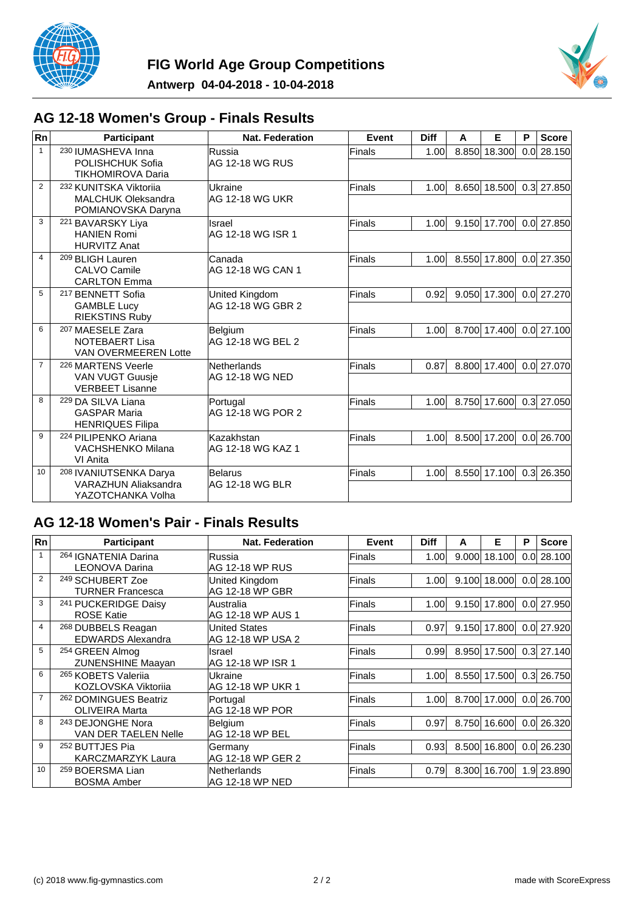## FIG World Age Group Competitions

**Antwerp 04-04-2018 - 10-04-2018**

## AG 12-18 Women's Group - Finals Results

| Rn | Participant | Nat. Federation | Event | Diff | A | E | P | Score |
|---|---|---|---|---|---|---|---|---|
| 1 | 230 IUMASHEVA Inna<br>POLISHCHUK Sofia<br>TIKHOMIROVA Daria | Russia<br>AG 12-18 WG RUS | Finals | 1.00 | 8.850 | 18.300 | 0.0 | 28.150 |
| 2 | 232 KUNITSKA Viktoriia<br>MALCHUK Oleksandra<br>POMIANOVSKA Daryna | Ukraine<br>AG 12-18 WG UKR | Finals | 1.00 | 8.650 | 18.500 | 0.3 | 27.850 |
| 3 | 221 BAVARSKY Liya<br>HANIEN Romi<br>HURVITZ Anat | Israel<br>AG 12-18 WG ISR 1 | Finals | 1.00 | 9.150 | 17.700 | 0.0 | 27.850 |
| 4 | 209 BLIGH Lauren<br>CALVO Camile<br>CARLTON Emma | Canada<br>AG 12-18 WG CAN 1 | Finals | 1.00 | 8.550 | 17.800 | 0.0 | 27.350 |
| 5 | 217 BENNETT Sofia<br>GAMBLE Lucy<br>RIEKSTINS Ruby | United Kingdom<br>AG 12-18 WG GBR 2 | Finals | 0.92 | 9.050 | 17.300 | 0.0 | 27.270 |
| 6 | 207 MAESELE Zara<br>NOTEBAERT Lisa<br>VAN OVERMEEREN Lotte | Belgium<br>AG 12-18 WG BEL 2 | Finals | 1.00 | 8.700 | 17.400 | 0.0 | 27.100 |
| 7 | 226 MARTENS Veerle<br>VAN VUGT Guusje<br>VERBEET Lisanne | Netherlands<br>AG 12-18 WG NED | Finals | 0.87 | 8.800 | 17.400 | 0.0 | 27.070 |
| 8 | 229 DA SILVA Liana<br>GASPAR Maria<br>HENRIQUES Filipa | Portugal<br>AG 12-18 WG POR 2 | Finals | 1.00 | 8.750 | 17.600 | 0.3 | 27.050 |
| 9 | 224 PILIPENKO Ariana<br>VACHSHENKO Milana<br>VI Anita | Kazakhstan<br>AG 12-18 WG KAZ 1 | Finals | 1.00 | 8.500 | 17.200 | 0.0 | 26.700 |
| 10 | 208 IVANIUTSENKA Darya<br>VARAZHUN Aliaksandra<br>YAZOTCHANKA Volha | Belarus<br>AG 12-18 WG BLR | Finals | 1.00 | 8.550 | 17.100 | 0.3 | 26.350 |

## AG 12-18 Women's Pair - Finals Results

| Rn | Participant | Nat. Federation | Event | Diff | A | E | P | Score |
|---|---|---|---|---|---|---|---|---|
| 1 | 264 IGNATENIA Darina<br>LEONOVA Darina | Russia<br>AG 12-18 WP RUS | Finals | 1.00 | 9.000 | 18.100 | 0.0 | 28.100 |
| 2 | 249 SCHUBERT Zoe<br>TURNER Francesca | United Kingdom<br>AG 12-18 WP GBR | Finals | 1.00 | 9.100 | 18.000 | 0.0 | 28.100 |
| 3 | 241 PUCKERIDGE Daisy<br>ROSE Katie | Australia<br>AG 12-18 WP AUS 1 | Finals | 1.00 | 9.150 | 17.800 | 0.0 | 27.950 |
| 4 | 268 DUBBELS Reagan<br>EDWARDS Alexandra | United States<br>AG 12-18 WP USA 2 | Finals | 0.97 | 9.150 | 17.800 | 0.0 | 27.920 |
| 5 | 254 GREEN Almog<br>ZUNENSHINE Maayan | Israel<br>AG 12-18 WP ISR 1 | Finals | 0.99 | 8.950 | 17.500 | 0.3 | 27.140 |
| 6 | 265 KOBETS Valeriia<br>KOZLOVSKA Viktoriia | Ukraine<br>AG 12-18 WP UKR 1 | Finals | 1.00 | 8.550 | 17.500 | 0.3 | 26.750 |
| 7 | 262 DOMINGUES Beatriz<br>OLIVEIRA Marta | Portugal<br>AG 12-18 WP POR | Finals | 1.00 | 8.700 | 17.000 | 0.0 | 26.700 |
| 8 | 243 DEJONGHE Nora<br>VAN DER TAELEN Nelle | Belgium<br>AG 12-18 WP BEL | Finals | 0.97 | 8.750 | 16.600 | 0.0 | 26.320 |
| 9 | 252 BUTTJES Pia<br>KARCZMARZYK Laura | Germany<br>AG 12-18 WP GER 2 | Finals | 0.93 | 8.500 | 16.800 | 0.0 | 26.230 |
| 10 | 259 BOERSMA Lian<br>BOSMA Amber | Netherlands<br>AG 12-18 WP NED | Finals | 0.79 | 8.300 | 16.700 | 1.9 | 23.890 |

(c) 2018 www.fig-gymnastics.com

made with ScoreExpress